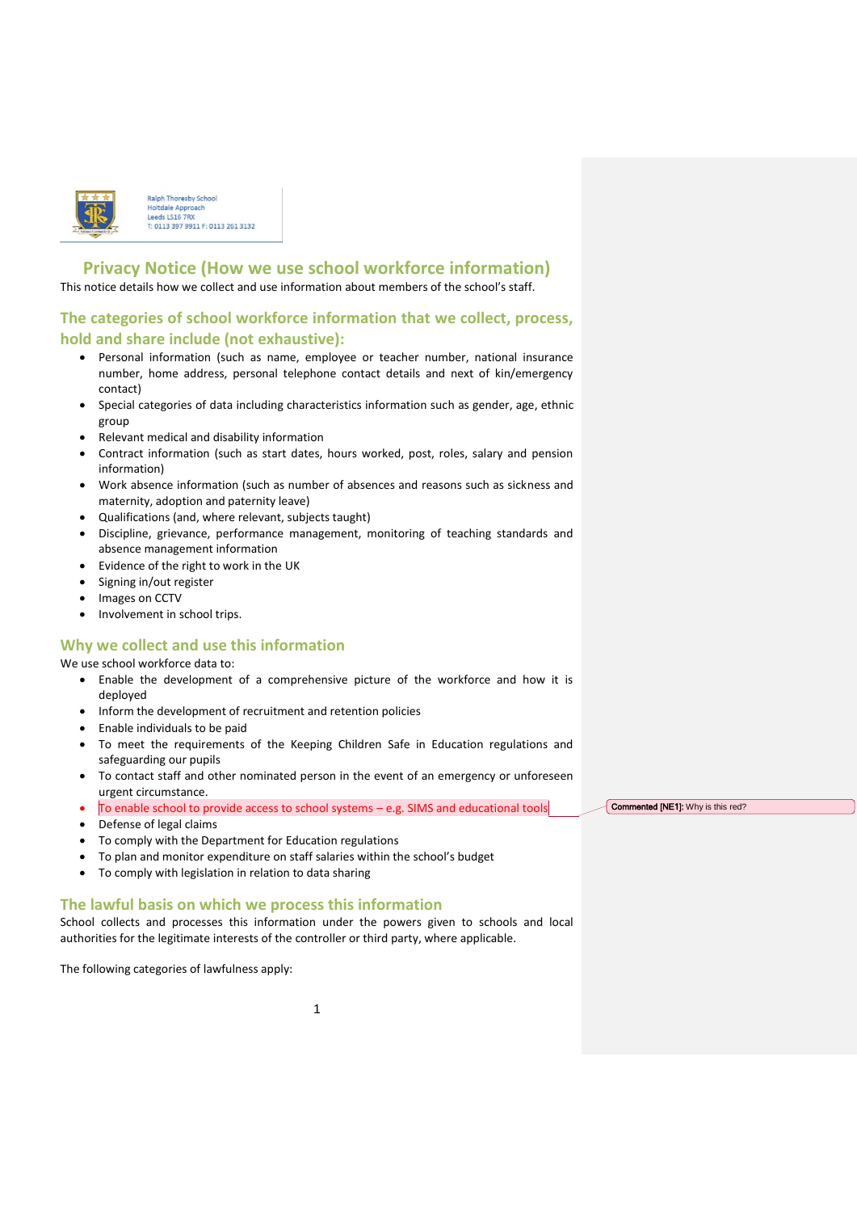Ralph Thoresby School
Holtdale Approach
Leeds LS16 7RX
T: 0113 397 9911 F: 0113 261 3132

# Privacy Notice (How we use school workforce information)

This notice details how we collect and use information about members of the school's staff.

## The categories of school workforce information that we collect, process, hold and share include (not exhaustive):

- Personal information (such as name, employee or teacher number, national insurance number, home address, personal telephone contact details and next of kin/emergency contact)
- Special categories of data including characteristics information such as gender, age, ethnic group
- Relevant medical and disability information
- Contract information (such as start dates, hours worked, post, roles, salary and pension information)
- Work absence information (such as number of absences and reasons such as sickness and maternity, adoption and paternity leave)
- Qualifications (and, where relevant, subjects taught)
- Discipline, grievance, performance management, monitoring of teaching standards and absence management information
- Evidence of the right to work in the UK
- Signing in/out register
- Images on CCTV
- Involvement in school trips.

## Why we collect and use this information

We use school workforce data to:

- Enable the development of a comprehensive picture of the workforce and how it is deployed
- Inform the development of recruitment and retention policies
- Enable individuals to be paid
- To meet the requirements of the Keeping Children Safe in Education regulations and safeguarding our pupils
- To contact staff and other nominated person in the event of an emergency or unforeseen urgent circumstance.
- To enable school to provide access to school systems – e.g. SIMS and educational tools
- Defense of legal claims
- To comply with the Department for Education regulations
- To plan and monitor expenditure on staff salaries within the school's budget
- To comply with legislation in relation to data sharing

Commented [NE1]: Why is this red?

## The lawful basis on which we process this information

School collects and processes this information under the powers given to schools and local authorities for the legitimate interests of the controller or third party, where applicable.

The following categories of lawfulness apply: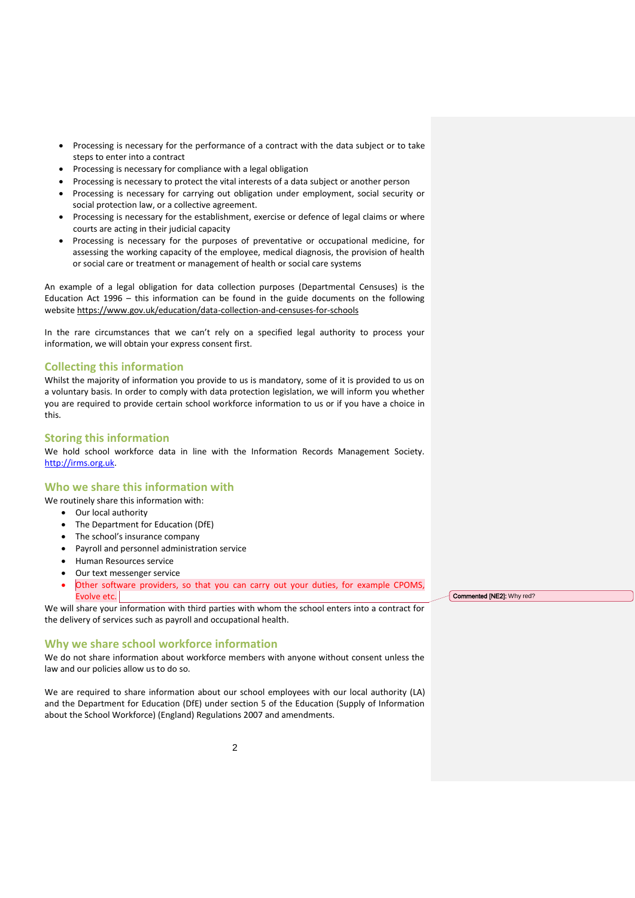- Processing is necessary for the performance of a contract with the data subject or to take steps to enter into a contract
- Processing is necessary for compliance with a legal obligation
- Processing is necessary to protect the vital interests of a data subject or another person
- Processing is necessary for carrying out obligation under employment, social security or social protection law, or a collective agreement.
- Processing is necessary for the establishment, exercise or defence of legal claims or where courts are acting in their judicial capacity
- Processing is necessary for the purposes of preventative or occupational medicine, for assessing the working capacity of the employee, medical diagnosis, the provision of health or social care or treatment or management of health or social care systems

An example of a legal obligation for data collection purposes (Departmental Censuses) is the Education Act 1996 – this information can be found in the guide documents on the following website https://www.gov.uk/education/data-collection-and-censuses-for-schools

In the rare circumstances that we can't rely on a specified legal authority to process your information, we will obtain your express consent first.

## Collecting this information

Whilst the majority of information you provide to us is mandatory, some of it is provided to us on a voluntary basis. In order to comply with data protection legislation, we will inform you whether you are required to provide certain school workforce information to us or if you have a choice in this.

## Storing this information

We hold school workforce data in line with the Information Records Management Society. http://irms.org.uk.

## Who we share this information with

We routinely share this information with:

- Our local authority
- The Department for Education (DfE)
- The school's insurance company
- Payroll and personnel administration service
- Human Resources service
- Our text messenger service
- Other software providers, so that you can carry out your duties, for example CPOMS, Evolve etc.

Commented [NE2]: Why red?

We will share your information with third parties with whom the school enters into a contract for the delivery of services such as payroll and occupational health.

## Why we share school workforce information

We do not share information about workforce members with anyone without consent unless the law and our policies allow us to do so.

We are required to share information about our school employees with our local authority (LA) and the Department for Education (DfE) under section 5 of the Education (Supply of Information about the School Workforce) (England) Regulations 2007 and amendments.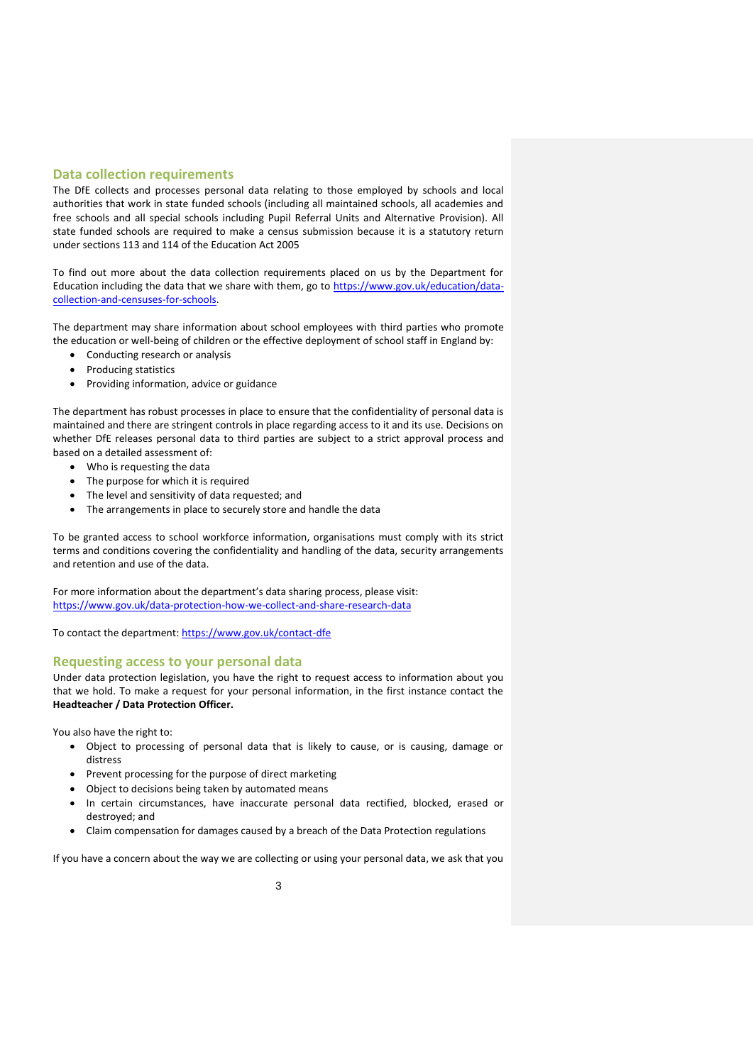## Data collection requirements

The DfE collects and processes personal data relating to those employed by schools and local authorities that work in state funded schools (including all maintained schools, all academies and free schools and all special schools including Pupil Referral Units and Alternative Provision). All state funded schools are required to make a census submission because it is a statutory return under sections 113 and 114 of the Education Act 2005

To find out more about the data collection requirements placed on us by the Department for Education including the data that we share with them, go to [https://www.gov.uk/education/data-collection-and-censuses-for-schools](https://www.gov.uk/education/data-collection-and-censuses-for-schools).

The department may share information about school employees with third parties who promote the education or well-being of children or the effective deployment of school staff in England by:

- Conducting research or analysis
- Producing statistics
- Providing information, advice or guidance

The department has robust processes in place to ensure that the confidentiality of personal data is maintained and there are stringent controls in place regarding access to it and its use. Decisions on whether DfE releases personal data to third parties are subject to a strict approval process and based on a detailed assessment of:

- Who is requesting the data
- The purpose for which it is required
- The level and sensitivity of data requested; and
- The arrangements in place to securely store and handle the data

To be granted access to school workforce information, organisations must comply with its strict terms and conditions covering the confidentiality and handling of the data, security arrangements and retention and use of the data.

For more information about the department's data sharing process, please visit:
[https://www.gov.uk/data-protection-how-we-collect-and-share-research-data](https://www.gov.uk/data-protection-how-we-collect-and-share-research-data)

To contact the department: [https://www.gov.uk/contact-dfe](https://www.gov.uk/contact-dfe)

## Requesting access to your personal data

Under data protection legislation, you have the right to request access to information about you that we hold. To make a request for your personal information, in the first instance contact the **Headteacher / Data Protection Officer.**

You also have the right to:

- Object to processing of personal data that is likely to cause, or is causing, damage or distress
- Prevent processing for the purpose of direct marketing
- Object to decisions being taken by automated means
- In certain circumstances, have inaccurate personal data rectified, blocked, erased or destroyed; and
- Claim compensation for damages caused by a breach of the Data Protection regulations

If you have a concern about the way we are collecting or using your personal data, we ask that you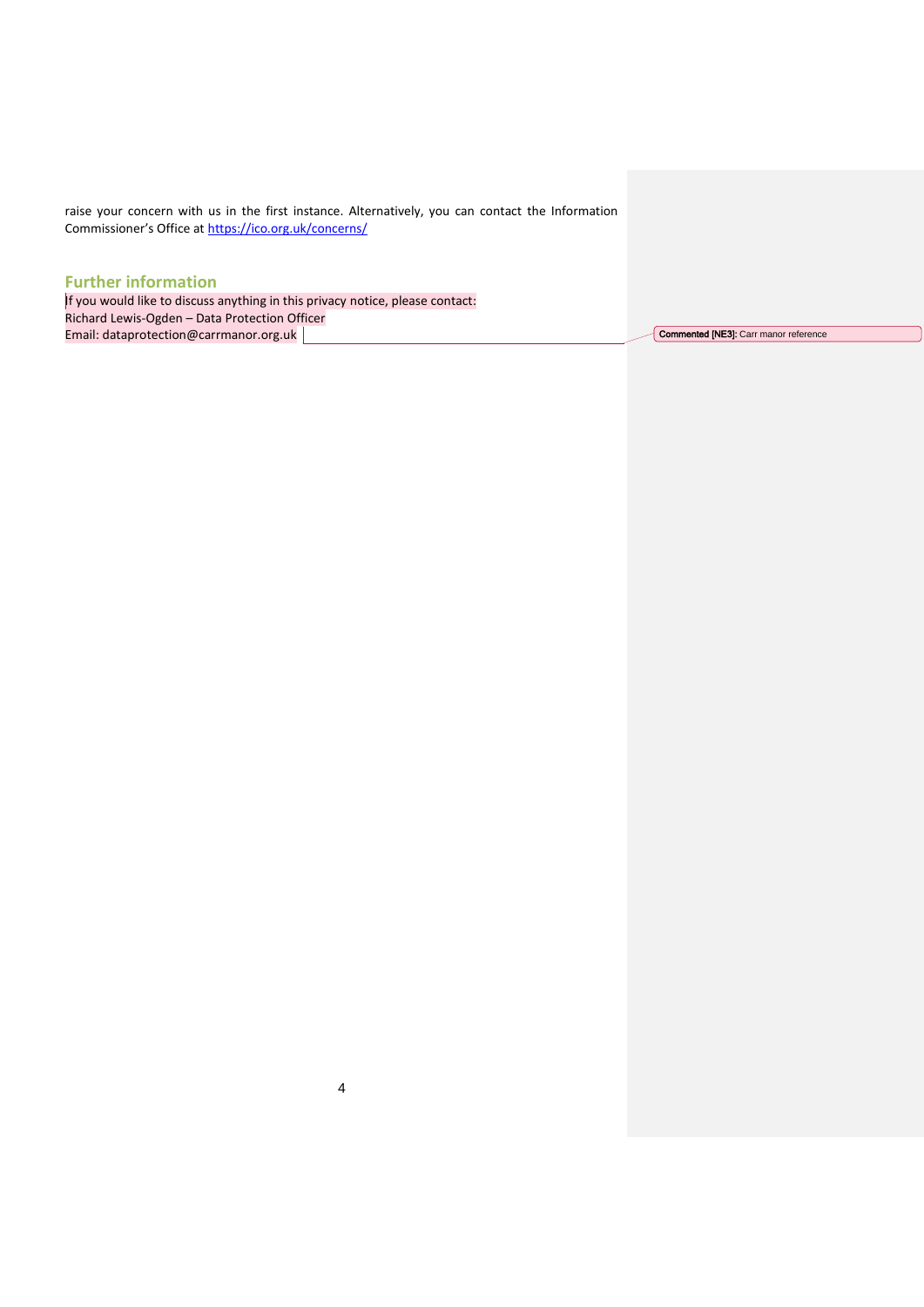raise your concern with us in the first instance. Alternatively, you can contact the Information Commissioner's Office at https://ico.org.uk/concerns/

## Further information

If you would like to discuss anything in this privacy notice, please contact:
Richard Lewis-Ogden – Data Protection Officer
Email: dataprotection@carrmanor.org.uk

**Commented [NE3]:** Carr manor reference